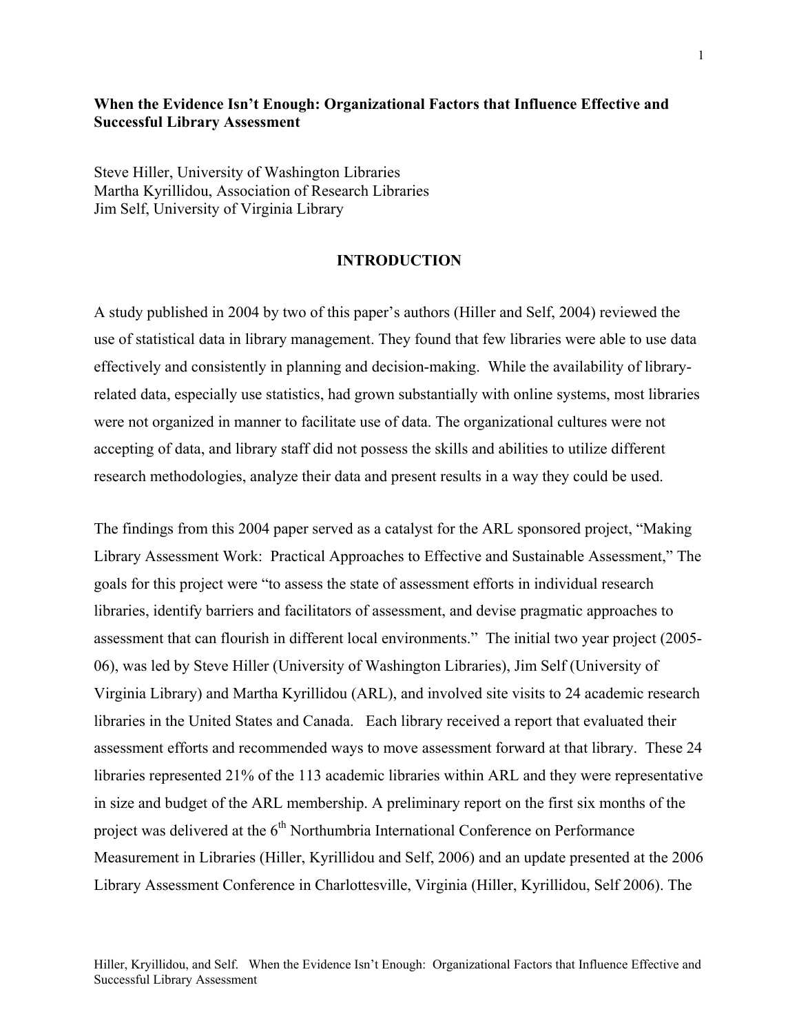**When the Evidence Isn't Enough: Organizational Factors that Influence Effective and Successful Library Assessment**

Steve Hiller, University of Washington Libraries
Martha Kyrillidou, Association of Research Libraries
Jim Self, University of Virginia Library

## INTRODUCTION

A study published in 2004 by two of this paper's authors (Hiller and Self, 2004) reviewed the use of statistical data in library management. They found that few libraries were able to use data effectively and consistently in planning and decision-making. While the availability of library-related data, especially use statistics, had grown substantially with online systems, most libraries were not organized in manner to facilitate use of data. The organizational cultures were not accepting of data, and library staff did not possess the skills and abilities to utilize different research methodologies, analyze their data and present results in a way they could be used.

The findings from this 2004 paper served as a catalyst for the ARL sponsored project, "Making Library Assessment Work: Practical Approaches to Effective and Sustainable Assessment," The goals for this project were "to assess the state of assessment efforts in individual research libraries, identify barriers and facilitators of assessment, and devise pragmatic approaches to assessment that can flourish in different local environments." The initial two year project (2005-06), was led by Steve Hiller (University of Washington Libraries), Jim Self (University of Virginia Library) and Martha Kyrillidou (ARL), and involved site visits to 24 academic research libraries in the United States and Canada. Each library received a report that evaluated their assessment efforts and recommended ways to move assessment forward at that library. These 24 libraries represented 21% of the 113 academic libraries within ARL and they were representative in size and budget of the ARL membership. A preliminary report on the first six months of the project was delivered at the 6th Northumbria International Conference on Performance Measurement in Libraries (Hiller, Kyrillidou and Self, 2006) and an update presented at the 2006 Library Assessment Conference in Charlottesville, Virginia (Hiller, Kyrillidou, Self 2006). The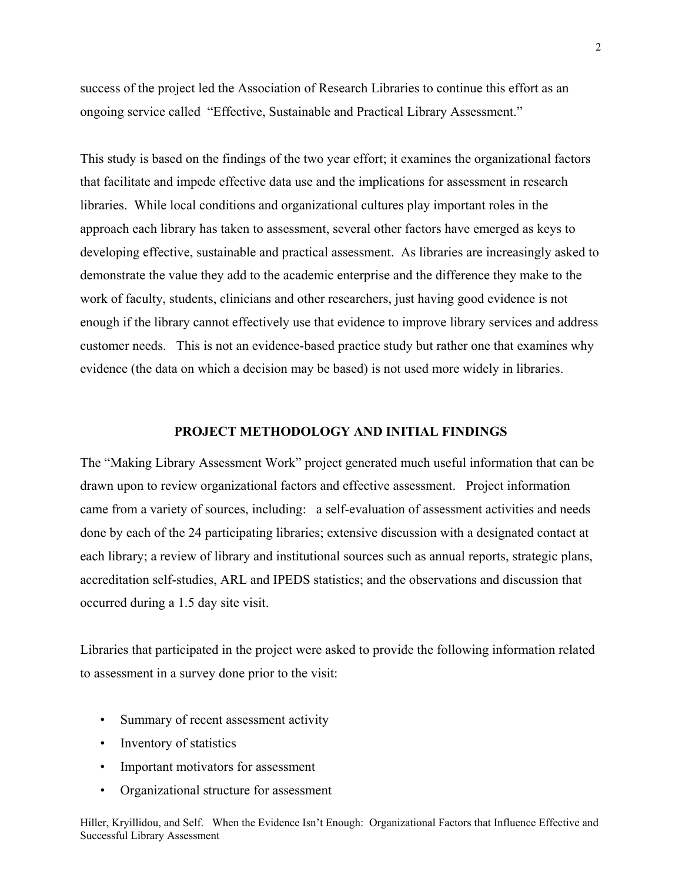success of the project led the Association of Research Libraries to continue this effort as an ongoing service called "Effective, Sustainable and Practical Library Assessment."

This study is based on the findings of the two year effort; it examines the organizational factors that facilitate and impede effective data use and the implications for assessment in research libraries. While local conditions and organizational cultures play important roles in the approach each library has taken to assessment, several other factors have emerged as keys to developing effective, sustainable and practical assessment. As libraries are increasingly asked to demonstrate the value they add to the academic enterprise and the difference they make to the work of faculty, students, clinicians and other researchers, just having good evidence is not enough if the library cannot effectively use that evidence to improve library services and address customer needs. This is not an evidence-based practice study but rather one that examines why evidence (the data on which a decision may be based) is not used more widely in libraries.

## PROJECT METHODOLOGY AND INITIAL FINDINGS

The "Making Library Assessment Work" project generated much useful information that can be drawn upon to review organizational factors and effective assessment. Project information came from a variety of sources, including: a self-evaluation of assessment activities and needs done by each of the 24 participating libraries; extensive discussion with a designated contact at each library; a review of library and institutional sources such as annual reports, strategic plans, accreditation self-studies, ARL and IPEDS statistics; and the observations and discussion that occurred during a 1.5 day site visit.

Libraries that participated in the project were asked to provide the following information related to assessment in a survey done prior to the visit:

- Summary of recent assessment activity
- Inventory of statistics
- Important motivators for assessment
- Organizational structure for assessment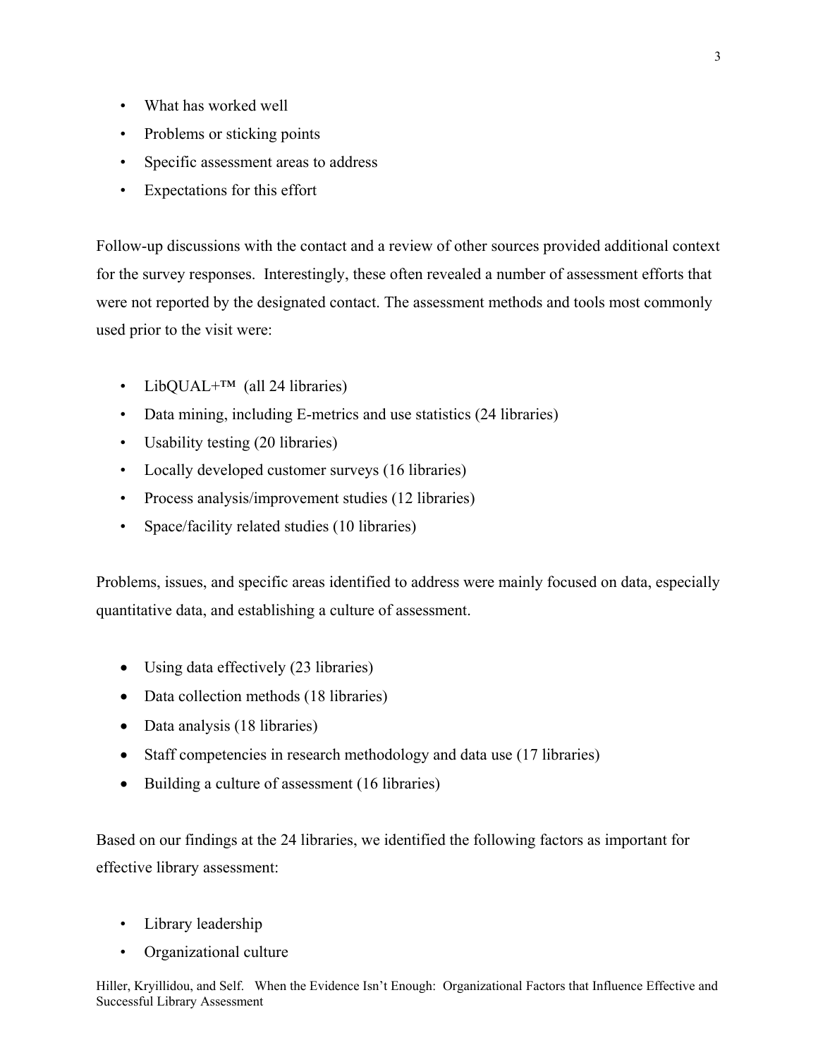- What has worked well
- Problems or sticking points
- Specific assessment areas to address
- Expectations for this effort

Follow-up discussions with the contact and a review of other sources provided additional context for the survey responses. Interestingly, these often revealed a number of assessment efforts that were not reported by the designated contact. The assessment methods and tools most commonly used prior to the visit were:

- LibQUAL+™ (all 24 libraries)
- Data mining, including E-metrics and use statistics (24 libraries)
- Usability testing (20 libraries)
- Locally developed customer surveys (16 libraries)
- Process analysis/improvement studies (12 libraries)
- Space/facility related studies (10 libraries)

Problems, issues, and specific areas identified to address were mainly focused on data, especially quantitative data, and establishing a culture of assessment.

- Using data effectively (23 libraries)
- Data collection methods (18 libraries)
- Data analysis (18 libraries)
- Staff competencies in research methodology and data use (17 libraries)
- Building a culture of assessment (16 libraries)

Based on our findings at the 24 libraries, we identified the following factors as important for effective library assessment:

- Library leadership
- Organizational culture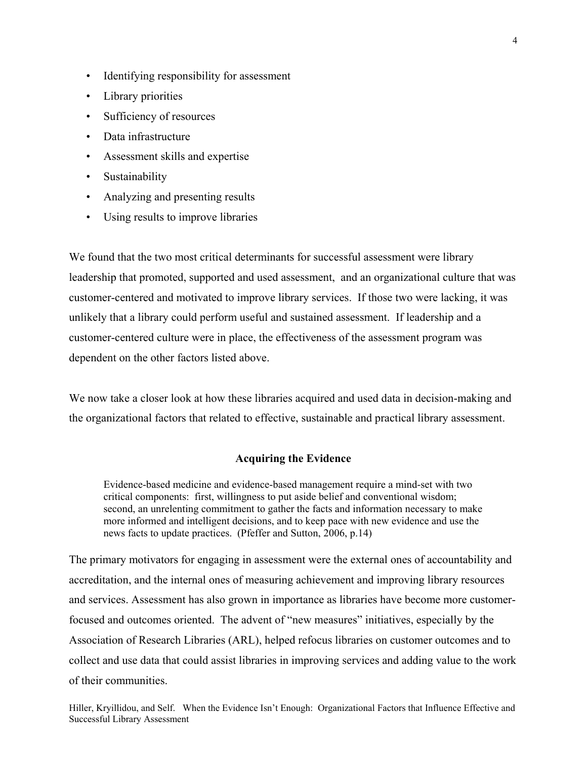- Identifying responsibility for assessment
- Library priorities
- Sufficiency of resources
- Data infrastructure
- Assessment skills and expertise
- Sustainability
- Analyzing and presenting results
- Using results to improve libraries

We found that the two most critical determinants for successful assessment were library leadership that promoted, supported and used assessment, and an organizational culture that was customer-centered and motivated to improve library services. If those two were lacking, it was unlikely that a library could perform useful and sustained assessment. If leadership and a customer-centered culture were in place, the effectiveness of the assessment program was dependent on the other factors listed above.

We now take a closer look at how these libraries acquired and used data in decision-making and the organizational factors that related to effective, sustainable and practical library assessment.

## Acquiring the Evidence

> Evidence-based medicine and evidence-based management require a mind-set with two critical components: first, willingness to put aside belief and conventional wisdom; second, an unrelenting commitment to gather the facts and information necessary to make more informed and intelligent decisions, and to keep pace with new evidence and use the news facts to update practices. (Pfeffer and Sutton, 2006, p.14)

The primary motivators for engaging in assessment were the external ones of accountability and accreditation, and the internal ones of measuring achievement and improving library resources and services. Assessment has also grown in importance as libraries have become more customer-focused and outcomes oriented. The advent of "new measures" initiatives, especially by the Association of Research Libraries (ARL), helped refocus libraries on customer outcomes and to collect and use data that could assist libraries in improving services and adding value to the work of their communities.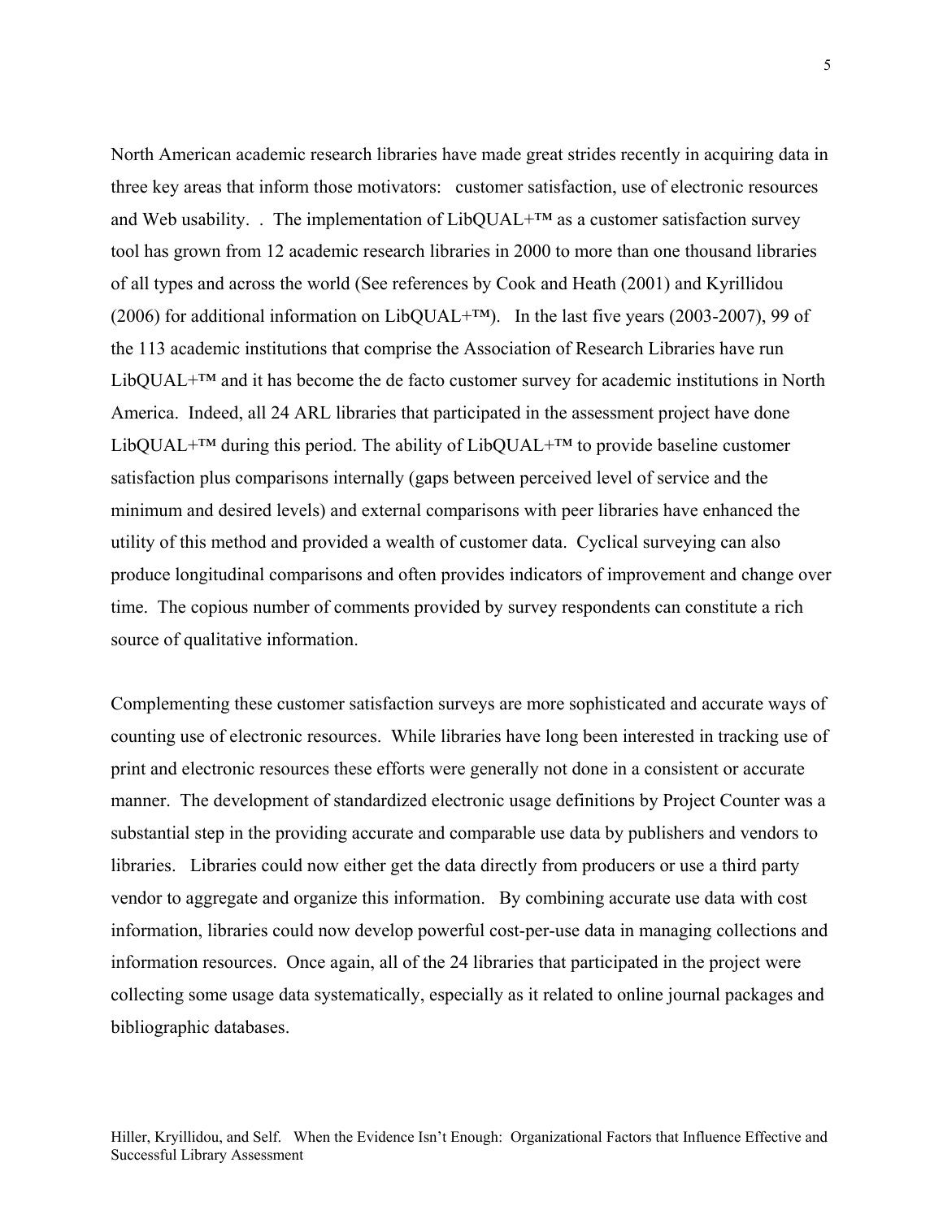North American academic research libraries have made great strides recently in acquiring data in three key areas that inform those motivators: customer satisfaction, use of electronic resources and Web usability. . The implementation of LibQUAL+™ as a customer satisfaction survey tool has grown from 12 academic research libraries in 2000 to more than one thousand libraries of all types and across the world (See references by Cook and Heath (2001) and Kyrillidou (2006) for additional information on LibQUAL+™). In the last five years (2003-2007), 99 of the 113 academic institutions that comprise the Association of Research Libraries have run LibQUAL+™ and it has become the de facto customer survey for academic institutions in North America. Indeed, all 24 ARL libraries that participated in the assessment project have done LibQUAL+™ during this period. The ability of LibQUAL+™ to provide baseline customer satisfaction plus comparisons internally (gaps between perceived level of service and the minimum and desired levels) and external comparisons with peer libraries have enhanced the utility of this method and provided a wealth of customer data. Cyclical surveying can also produce longitudinal comparisons and often provides indicators of improvement and change over time. The copious number of comments provided by survey respondents can constitute a rich source of qualitative information.

Complementing these customer satisfaction surveys are more sophisticated and accurate ways of counting use of electronic resources. While libraries have long been interested in tracking use of print and electronic resources these efforts were generally not done in a consistent or accurate manner. The development of standardized electronic usage definitions by Project Counter was a substantial step in the providing accurate and comparable use data by publishers and vendors to libraries. Libraries could now either get the data directly from producers or use a third party vendor to aggregate and organize this information. By combining accurate use data with cost information, libraries could now develop powerful cost-per-use data in managing collections and information resources. Once again, all of the 24 libraries that participated in the project were collecting some usage data systematically, especially as it related to online journal packages and bibliographic databases.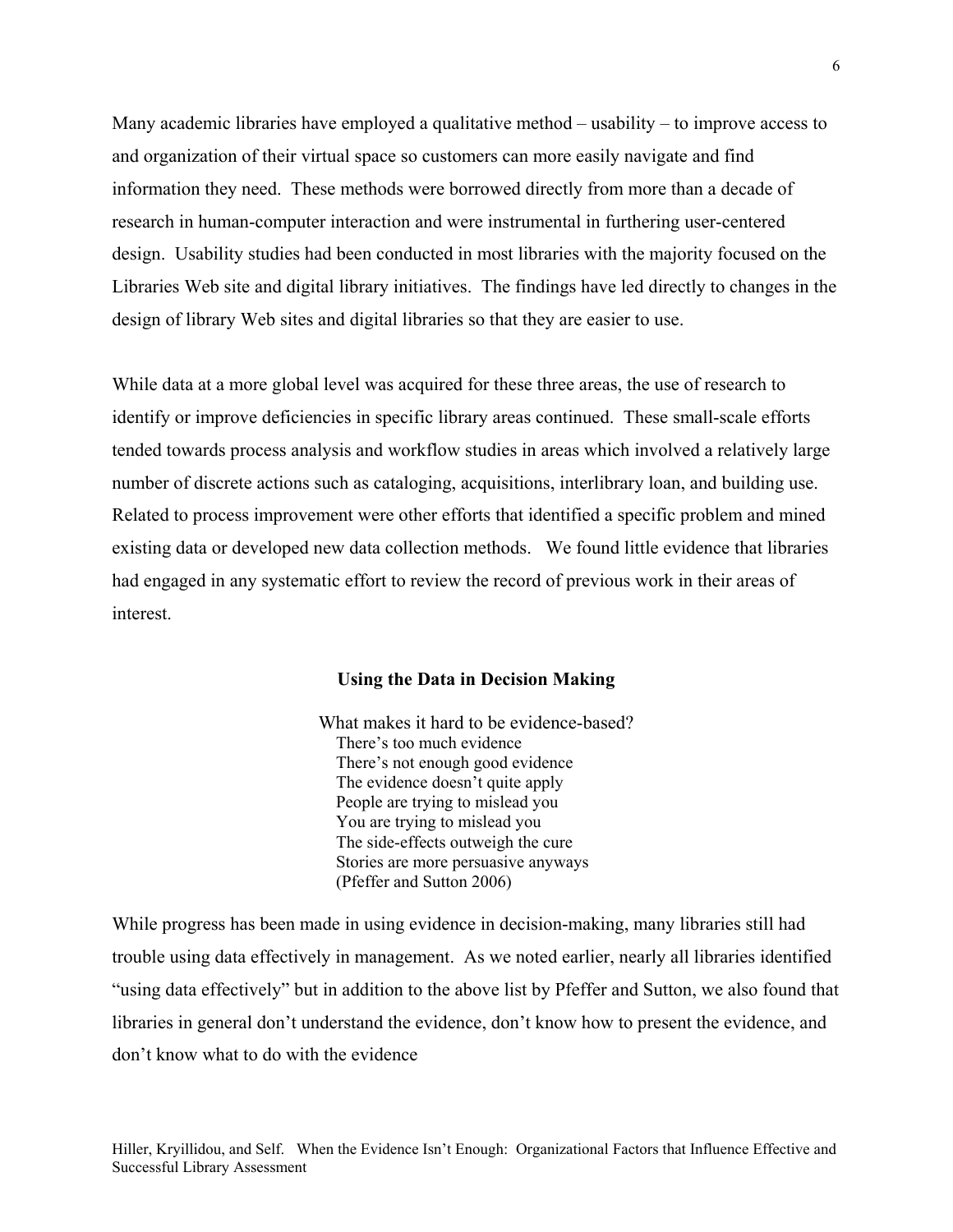Many academic libraries have employed a qualitative method – usability – to improve access to and organization of their virtual space so customers can more easily navigate and find information they need. These methods were borrowed directly from more than a decade of research in human-computer interaction and were instrumental in furthering user-centered design. Usability studies had been conducted in most libraries with the majority focused on the Libraries Web site and digital library initiatives. The findings have led directly to changes in the design of library Web sites and digital libraries so that they are easier to use.

While data at a more global level was acquired for these three areas, the use of research to identify or improve deficiencies in specific library areas continued. These small-scale efforts tended towards process analysis and workflow studies in areas which involved a relatively large number of discrete actions such as cataloging, acquisitions, interlibrary loan, and building use. Related to process improvement were other efforts that identified a specific problem and mined existing data or developed new data collection methods. We found little evidence that libraries had engaged in any systematic effort to review the record of previous work in their areas of interest.

## Using the Data in Decision Making

> What makes it hard to be evidence-based?
> There's too much evidence
> There's not enough good evidence
> The evidence doesn't quite apply
> People are trying to mislead you
> You are trying to mislead you
> The side-effects outweigh the cure
> Stories are more persuasive anyways
> (Pfeffer and Sutton 2006)

While progress has been made in using evidence in decision-making, many libraries still had trouble using data effectively in management. As we noted earlier, nearly all libraries identified "using data effectively" but in addition to the above list by Pfeffer and Sutton, we also found that libraries in general don't understand the evidence, don't know how to present the evidence, and don't know what to do with the evidence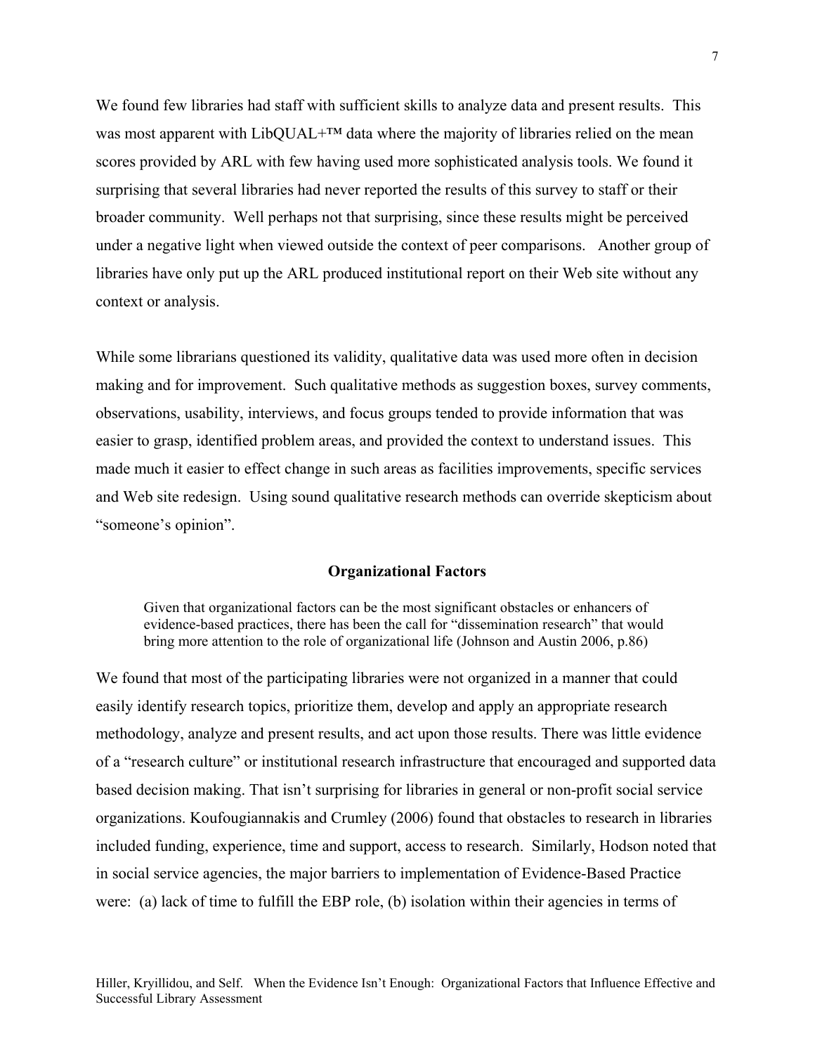We found few libraries had staff with sufficient skills to analyze data and present results. This was most apparent with LibQUAL+™ data where the majority of libraries relied on the mean scores provided by ARL with few having used more sophisticated analysis tools. We found it surprising that several libraries had never reported the results of this survey to staff or their broader community. Well perhaps not that surprising, since these results might be perceived under a negative light when viewed outside the context of peer comparisons. Another group of libraries have only put up the ARL produced institutional report on their Web site without any context or analysis.

While some librarians questioned its validity, qualitative data was used more often in decision making and for improvement. Such qualitative methods as suggestion boxes, survey comments, observations, usability, interviews, and focus groups tended to provide information that was easier to grasp, identified problem areas, and provided the context to understand issues. This made much it easier to effect change in such areas as facilities improvements, specific services and Web site redesign. Using sound qualitative research methods can override skepticism about "someone's opinion".

## Organizational Factors

> Given that organizational factors can be the most significant obstacles or enhancers of evidence-based practices, there has been the call for "dissemination research" that would bring more attention to the role of organizational life (Johnson and Austin 2006, p.86)

We found that most of the participating libraries were not organized in a manner that could easily identify research topics, prioritize them, develop and apply an appropriate research methodology, analyze and present results, and act upon those results. There was little evidence of a "research culture" or institutional research infrastructure that encouraged and supported data based decision making. That isn't surprising for libraries in general or non-profit social service organizations. Koufougiannakis and Crumley (2006) found that obstacles to research in libraries included funding, experience, time and support, access to research. Similarly, Hodson noted that in social service agencies, the major barriers to implementation of Evidence-Based Practice were: (a) lack of time to fulfill the EBP role, (b) isolation within their agencies in terms of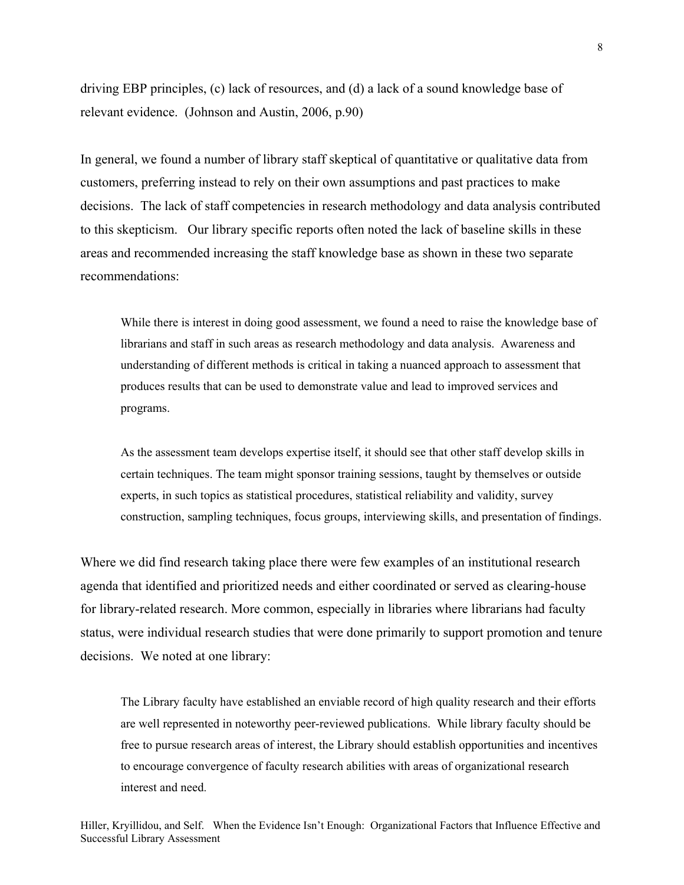driving EBP principles, (c) lack of resources, and (d) a lack of a sound knowledge base of relevant evidence. (Johnson and Austin, 2006, p.90)

In general, we found a number of library staff skeptical of quantitative or qualitative data from customers, preferring instead to rely on their own assumptions and past practices to make decisions. The lack of staff competencies in research methodology and data analysis contributed to this skepticism. Our library specific reports often noted the lack of baseline skills in these areas and recommended increasing the staff knowledge base as shown in these two separate recommendations:

> While there is interest in doing good assessment, we found a need to raise the knowledge base of librarians and staff in such areas as research methodology and data analysis. Awareness and understanding of different methods is critical in taking a nuanced approach to assessment that produces results that can be used to demonstrate value and lead to improved services and programs.
>
> As the assessment team develops expertise itself, it should see that other staff develop skills in certain techniques. The team might sponsor training sessions, taught by themselves or outside experts, in such topics as statistical procedures, statistical reliability and validity, survey construction, sampling techniques, focus groups, interviewing skills, and presentation of findings.

Where we did find research taking place there were few examples of an institutional research agenda that identified and prioritized needs and either coordinated or served as clearing-house for library-related research. More common, especially in libraries where librarians had faculty status, were individual research studies that were done primarily to support promotion and tenure decisions. We noted at one library:

> The Library faculty have established an enviable record of high quality research and their efforts are well represented in noteworthy peer-reviewed publications. While library faculty should be free to pursue research areas of interest, the Library should establish opportunities and incentives to encourage convergence of faculty research abilities with areas of organizational research interest and need.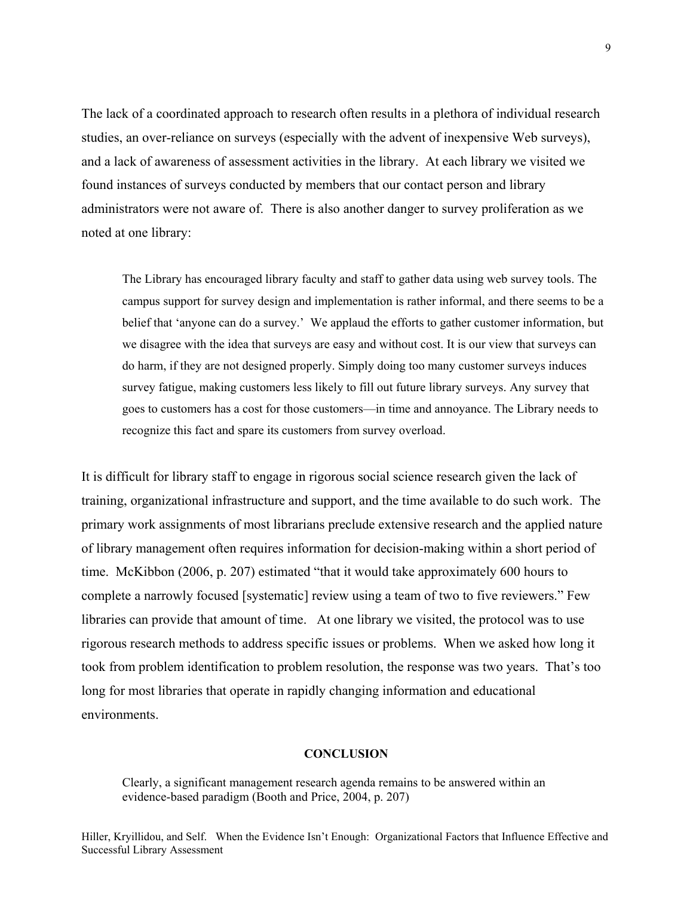The lack of a coordinated approach to research often results in a plethora of individual research studies, an over-reliance on surveys (especially with the advent of inexpensive Web surveys), and a lack of awareness of assessment activities in the library. At each library we visited we found instances of surveys conducted by members that our contact person and library administrators were not aware of. There is also another danger to survey proliferation as we noted at one library:

> The Library has encouraged library faculty and staff to gather data using web survey tools. The campus support for survey design and implementation is rather informal, and there seems to be a belief that 'anyone can do a survey.' We applaud the efforts to gather customer information, but we disagree with the idea that surveys are easy and without cost. It is our view that surveys can do harm, if they are not designed properly. Simply doing too many customer surveys induces survey fatigue, making customers less likely to fill out future library surveys. Any survey that goes to customers has a cost for those customers—in time and annoyance. The Library needs to recognize this fact and spare its customers from survey overload.

It is difficult for library staff to engage in rigorous social science research given the lack of training, organizational infrastructure and support, and the time available to do such work. The primary work assignments of most librarians preclude extensive research and the applied nature of library management often requires information for decision-making within a short period of time. McKibbon (2006, p. 207) estimated "that it would take approximately 600 hours to complete a narrowly focused [systematic] review using a team of two to five reviewers." Few libraries can provide that amount of time. At one library we visited, the protocol was to use rigorous research methods to address specific issues or problems. When we asked how long it took from problem identification to problem resolution, the response was two years. That's too long for most libraries that operate in rapidly changing information and educational environments.

## CONCLUSION

> Clearly, a significant management research agenda remains to be answered within an evidence-based paradigm (Booth and Price, 2004, p. 207)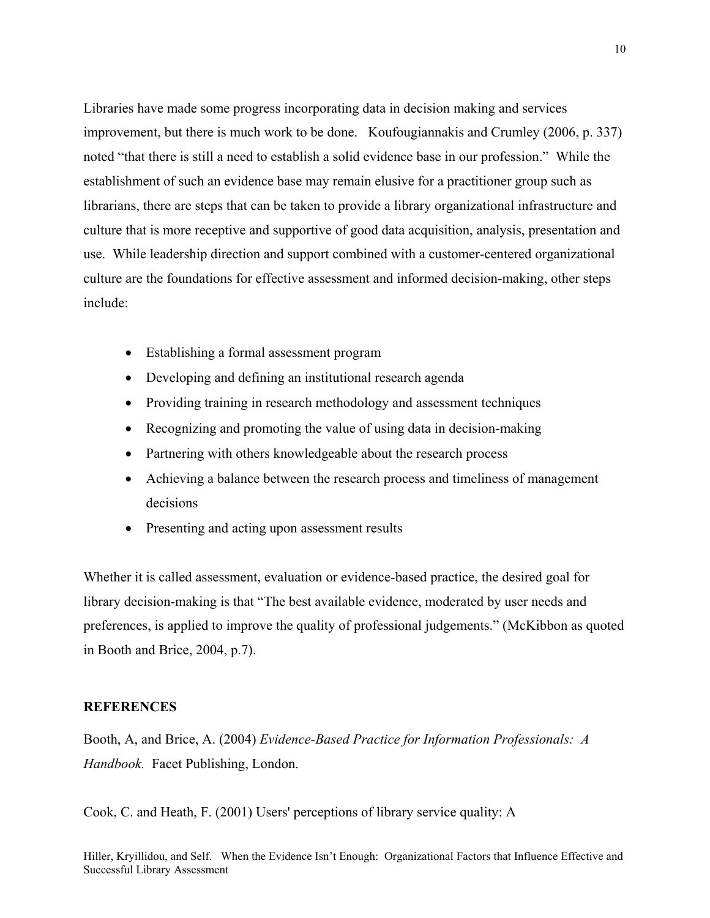Libraries have made some progress incorporating data in decision making and services improvement, but there is much work to be done. Koufougiannakis and Crumley (2006, p. 337) noted "that there is still a need to establish a solid evidence base in our profession." While the establishment of such an evidence base may remain elusive for a practitioner group such as librarians, there are steps that can be taken to provide a library organizational infrastructure and culture that is more receptive and supportive of good data acquisition, analysis, presentation and use. While leadership direction and support combined with a customer-centered organizational culture are the foundations for effective assessment and informed decision-making, other steps include:

- Establishing a formal assessment program
- Developing and defining an institutional research agenda
- Providing training in research methodology and assessment techniques
- Recognizing and promoting the value of using data in decision-making
- Partnering with others knowledgeable about the research process
- Achieving a balance between the research process and timeliness of management decisions
- Presenting and acting upon assessment results

Whether it is called assessment, evaluation or evidence-based practice, the desired goal for library decision-making is that "The best available evidence, moderated by user needs and preferences, is applied to improve the quality of professional judgements." (McKibbon as quoted in Booth and Brice, 2004, p.7).

**REFERENCES**

Booth, A, and Brice, A. (2004) *Evidence-Based Practice for Information Professionals: A Handbook.* Facet Publishing, London.

Cook, C. and Heath, F. (2001) Users' perceptions of library service quality: A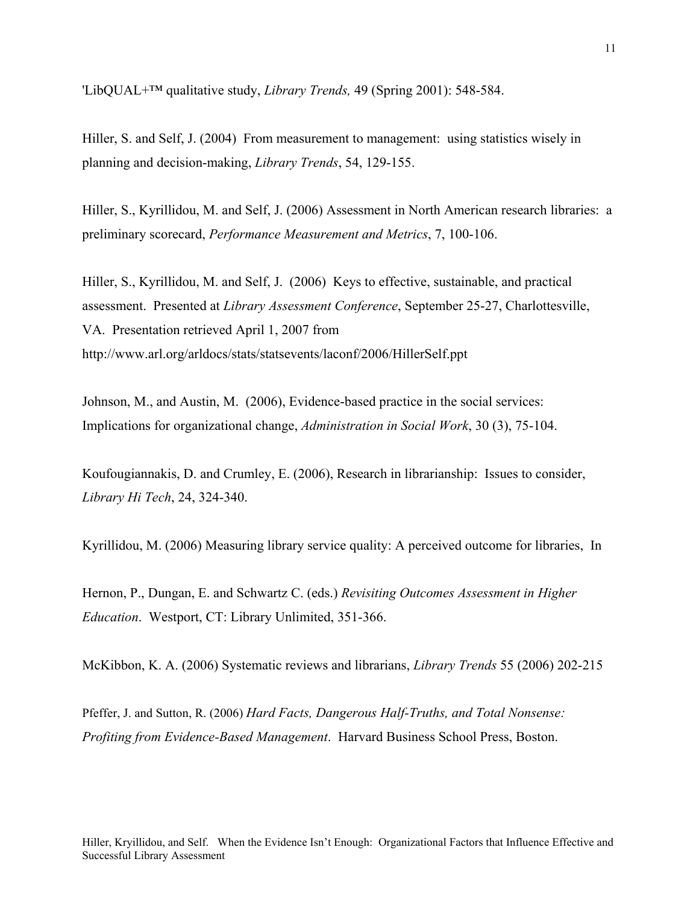'LibQUAL+™ qualitative study, *Library Trends,* 49 (Spring 2001): 548-584.

Hiller, S. and Self, J. (2004) From measurement to management: using statistics wisely in planning and decision-making, *Library Trends*, 54, 129-155.

Hiller, S., Kyrillidou, M. and Self, J. (2006) Assessment in North American research libraries: a preliminary scorecard, *Performance Measurement and Metrics*, 7, 100-106.

Hiller, S., Kyrillidou, M. and Self, J. (2006) Keys to effective, sustainable, and practical assessment. Presented at *Library Assessment Conference*, September 25-27, Charlottesville, VA. Presentation retrieved April 1, 2007 from http://www.arl.org/arldocs/stats/statsevents/laconf/2006/HillerSelf.ppt

Johnson, M., and Austin, M. (2006), Evidence-based practice in the social services: Implications for organizational change, *Administration in Social Work*, 30 (3), 75-104.

Koufogiannakis, D. and Crumley, E. (2006), Research in librarianship: Issues to consider, *Library Hi Tech*, 24, 324-340.

Kyrillidou, M. (2006) Measuring library service quality: A perceived outcome for libraries, In

Hernon, P., Dungan, E. and Schwartz C. (eds.) *Revisiting Outcomes Assessment in Higher Education*. Westport, CT: Library Unlimited, 351-366.

McKibbon, K. A. (2006) Systematic reviews and librarians, *Library Trends* 55 (2006) 202-215

Pfeffer, J. and Sutton, R. (2006) *Hard Facts, Dangerous Half-Truths, and Total Nonsense: Profiting from Evidence-Based Management*. Harvard Business School Press, Boston.